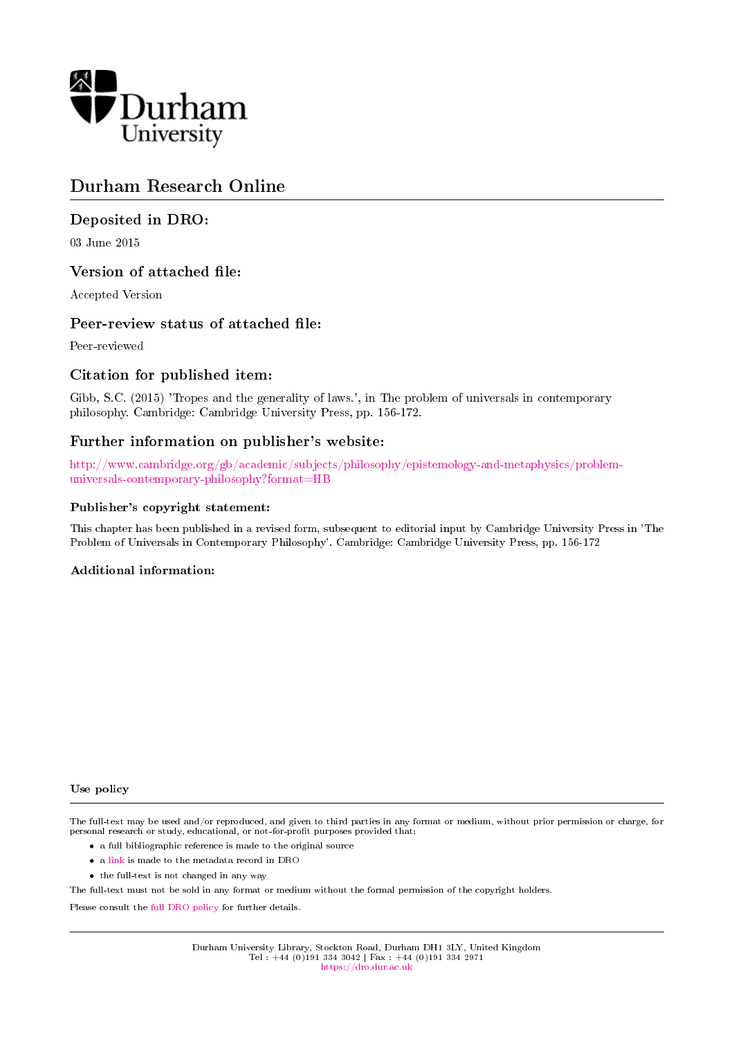Durham University

# Durham Research Online

## Deposited in DRO:

03 June 2015

## Version of attached file:

Accepted Version

## Peer-review status of attached file:

Peer-reviewed

## Citation for published item:

Gibb, S.C. (2015) 'Tropes and the generality of laws.', in The problem of universals in contemporary philosophy. Cambridge: Cambridge University Press, pp. 156-172.

## Further information on publisher's website:

http://www.cambridge.org/gb/academic/subjects/philosophy/epistemology-and-metaphysics/problem-universals-contemporary-philosophy?format=HB

### Publisher's copyright statement:

This chapter has been published in a revised form, subsequent to editorial input by Cambridge University Press in 'The Problem of Universals in Contemporary Philosophy'. Cambridge: Cambridge University Press, pp. 156-172

### Additional information:

### Use policy

The full-text may be used and/or reproduced, and given to third parties in any format or medium, without prior permission or charge, for personal research or study, educational, or not-for-profit purposes provided that:

- a full bibliographic reference is made to the original source
- a link is made to the metadata record in DRO
- the full-text is not changed in any way

The full-text must not be sold in any format or medium without the formal permission of the copyright holders.

Please consult the full DRO policy for further details.

Durham University Library, Stockton Road, Durham DH1 3LY, United Kingdom
Tel : +44 (0)191 334 3042 | Fax : +44 (0)191 334 2971
https://dro.dur.ac.uk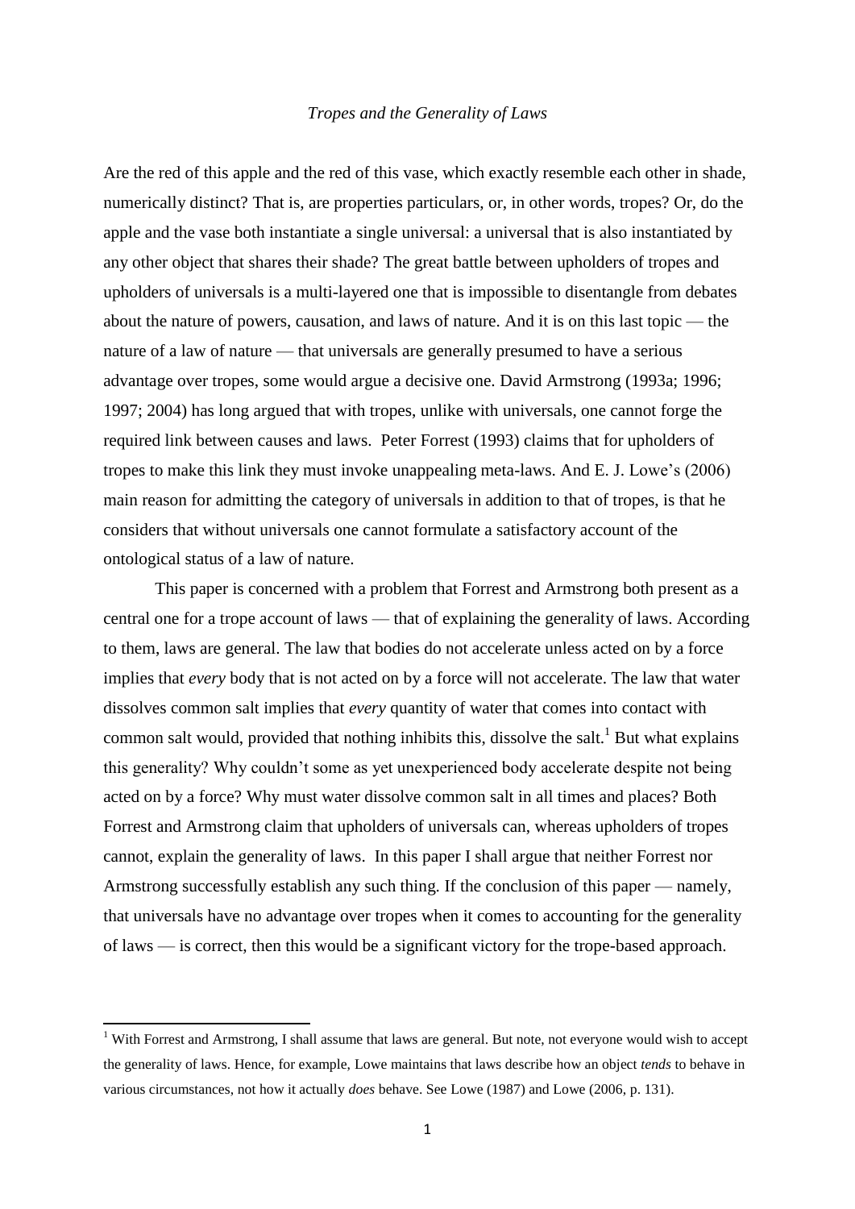*Tropes and the Generality of Laws*

Are the red of this apple and the red of this vase, which exactly resemble each other in shade, numerically distinct? That is, are properties particulars, or, in other words, tropes? Or, do the apple and the vase both instantiate a single universal: a universal that is also instantiated by any other object that shares their shade? The great battle between upholders of tropes and upholders of universals is a multi-layered one that is impossible to disentangle from debates about the nature of powers, causation, and laws of nature. And it is on this last topic — the nature of a law of nature — that universals are generally presumed to have a serious advantage over tropes, some would argue a decisive one. David Armstrong (1993a; 1996; 1997; 2004) has long argued that with tropes, unlike with universals, one cannot forge the required link between causes and laws. Peter Forrest (1993) claims that for upholders of tropes to make this link they must invoke unappealing meta-laws. And E. J. Lowe's (2006) main reason for admitting the category of universals in addition to that of tropes, is that he considers that without universals one cannot formulate a satisfactory account of the ontological status of a law of nature.

This paper is concerned with a problem that Forrest and Armstrong both present as a central one for a trope account of laws — that of explaining the generality of laws. According to them, laws are general. The law that bodies do not accelerate unless acted on by a force implies that *every* body that is not acted on by a force will not accelerate. The law that water dissolves common salt implies that *every* quantity of water that comes into contact with common salt would, provided that nothing inhibits this, dissolve the salt.[1] But what explains this generality? Why couldn't some as yet unexperienced body accelerate despite not being acted on by a force? Why must water dissolve common salt in all times and places? Both Forrest and Armstrong claim that upholders of universals can, whereas upholders of tropes cannot, explain the generality of laws. In this paper I shall argue that neither Forrest nor Armstrong successfully establish any such thing. If the conclusion of this paper — namely, that universals have no advantage over tropes when it comes to accounting for the generality of laws — is correct, then this would be a significant victory for the trope-based approach.

[1] With Forrest and Armstrong, I shall assume that laws are general. But note, not everyone would wish to accept the generality of laws. Hence, for example, Lowe maintains that laws describe how an object *tends* to behave in various circumstances, not how it actually *does* behave. See Lowe (1987) and Lowe (2006, p. 131).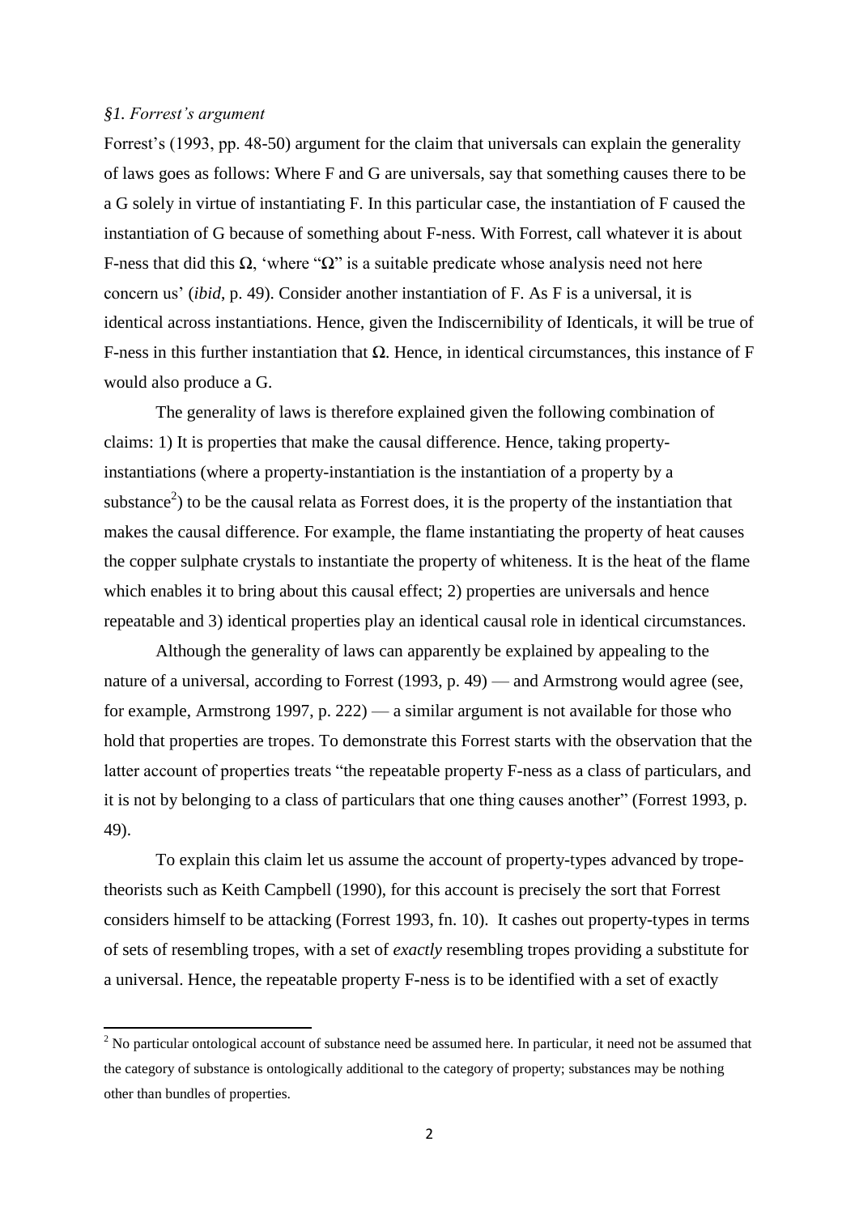### *§1. Forrest's argument*

Forrest's (1993, pp. 48-50) argument for the claim that universals can explain the generality of laws goes as follows: Where F and G are universals, say that something causes there to be a G solely in virtue of instantiating F. In this particular case, the instantiation of F caused the instantiation of G because of something about F-ness. With Forrest, call whatever it is about F-ness that did this Ω, 'where "Ω" is a suitable predicate whose analysis need not here concern us' (*ibid*, p. 49). Consider another instantiation of F. As F is a universal, it is identical across instantiations. Hence, given the Indiscernibility of Identicals, it will be true of F-ness in this further instantiation that Ω. Hence, in identical circumstances, this instance of F would also produce a G.

The generality of laws is therefore explained given the following combination of claims: 1) It is properties that make the causal difference. Hence, taking property-instantiations (where a property-instantiation is the instantiation of a property by a substance[2]) to be the causal relata as Forrest does, it is the property of the instantiation that makes the causal difference. For example, the flame instantiating the property of heat causes the copper sulphate crystals to instantiate the property of whiteness. It is the heat of the flame which enables it to bring about this causal effect; 2) properties are universals and hence repeatable and 3) identical properties play an identical causal role in identical circumstances.

Although the generality of laws can apparently be explained by appealing to the nature of a universal, according to Forrest (1993, p. 49) — and Armstrong would agree (see, for example, Armstrong 1997, p. 222) — a similar argument is not available for those who hold that properties are tropes. To demonstrate this Forrest starts with the observation that the latter account of properties treats "the repeatable property F-ness as a class of particulars, and it is not by belonging to a class of particulars that one thing causes another" (Forrest 1993, p. 49).

To explain this claim let us assume the account of property-types advanced by trope-theorists such as Keith Campbell (1990), for this account is precisely the sort that Forrest considers himself to be attacking (Forrest 1993, fn. 10). It cashes out property-types in terms of sets of resembling tropes, with a set of *exactly* resembling tropes providing a substitute for a universal. Hence, the repeatable property F-ness is to be identified with a set of exactly

[2] No particular ontological account of substance need be assumed here. In particular, it need not be assumed that the category of substance is ontologically additional to the category of property; substances may be nothing other than bundles of properties.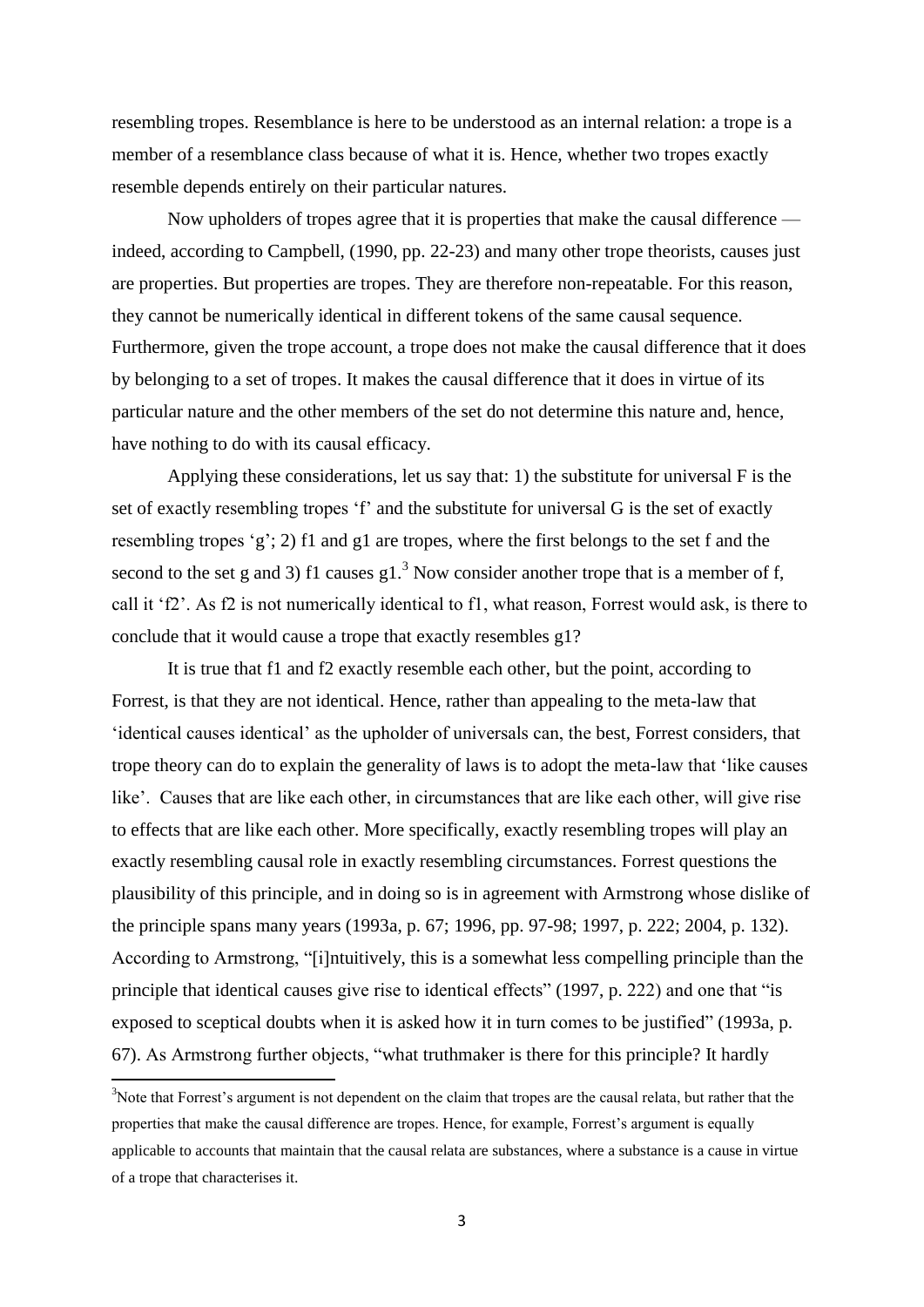resembling tropes. Resemblance is here to be understood as an internal relation: a trope is a member of a resemblance class because of what it is. Hence, whether two tropes exactly resemble depends entirely on their particular natures.

Now upholders of tropes agree that it is properties that make the causal difference — indeed, according to Campbell, (1990, pp. 22-23) and many other trope theorists, causes just are properties. But properties are tropes. They are therefore non-repeatable. For this reason, they cannot be numerically identical in different tokens of the same causal sequence. Furthermore, given the trope account, a trope does not make the causal difference that it does by belonging to a set of tropes. It makes the causal difference that it does in virtue of its particular nature and the other members of the set do not determine this nature and, hence, have nothing to do with its causal efficacy.

Applying these considerations, let us say that: 1) the substitute for universal F is the set of exactly resembling tropes 'f' and the substitute for universal G is the set of exactly resembling tropes 'g'; 2) f1 and g1 are tropes, where the first belongs to the set f and the second to the set g and 3) f1 causes g1.[3] Now consider another trope that is a member of f, call it 'f2'. As f2 is not numerically identical to f1, what reason, Forrest would ask, is there to conclude that it would cause a trope that exactly resembles g1?

It is true that f1 and f2 exactly resemble each other, but the point, according to Forrest, is that they are not identical. Hence, rather than appealing to the meta-law that 'identical causes identical' as the upholder of universals can, the best, Forrest considers, that trope theory can do to explain the generality of laws is to adopt the meta-law that 'like causes like'. Causes that are like each other, in circumstances that are like each other, will give rise to effects that are like each other. More specifically, exactly resembling tropes will play an exactly resembling causal role in exactly resembling circumstances. Forrest questions the plausibility of this principle, and in doing so is in agreement with Armstrong whose dislike of the principle spans many years (1993a, p. 67; 1996, pp. 97-98; 1997, p. 222; 2004, p. 132). According to Armstrong, "[i]ntuitively, this is a somewhat less compelling principle than the principle that identical causes give rise to identical effects" (1997, p. 222) and one that "is exposed to sceptical doubts when it is asked how it in turn comes to be justified" (1993a, p. 67). As Armstrong further objects, "what truthmaker is there for this principle? It hardly

[3] Note that Forrest's argument is not dependent on the claim that tropes are the causal relata, but rather that the properties that make the causal difference are tropes. Hence, for example, Forrest's argument is equally applicable to accounts that maintain that the causal relata are substances, where a substance is a cause in virtue of a trope that characterises it.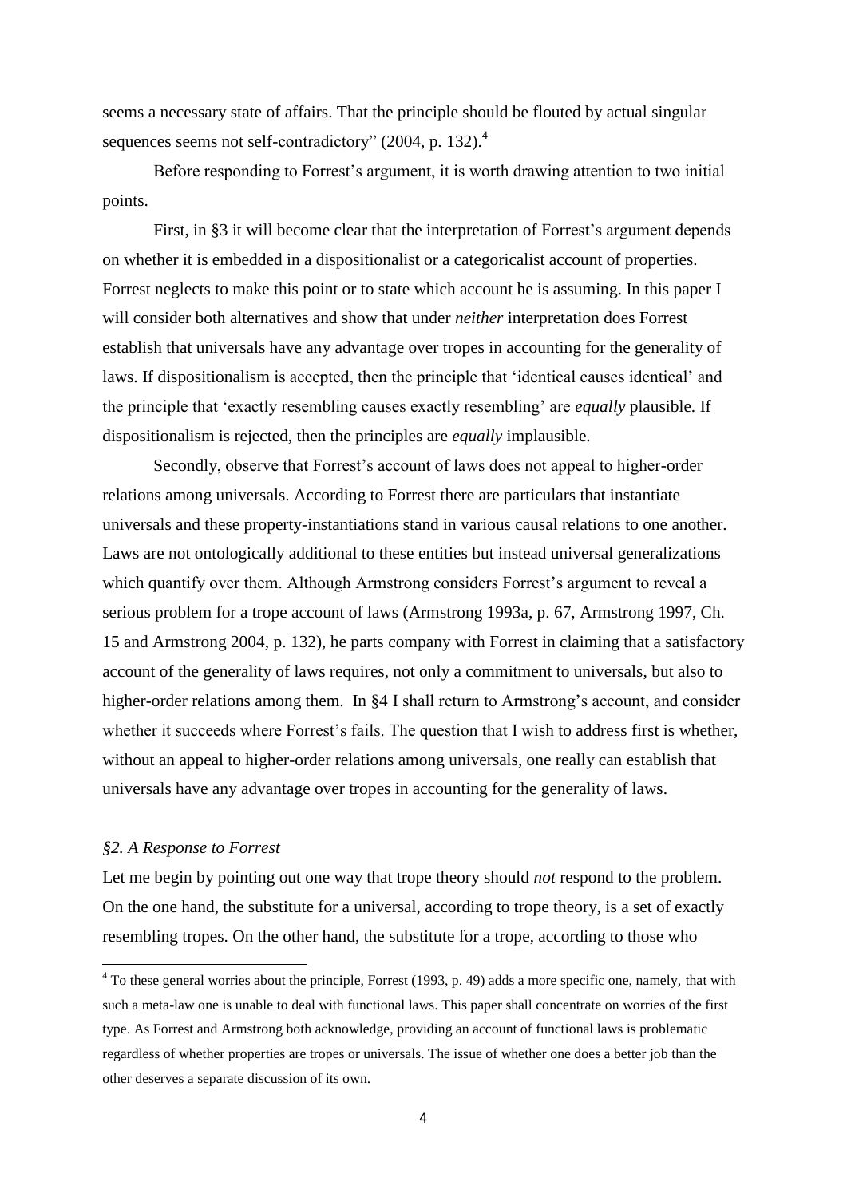seems a necessary state of affairs. That the principle should be flouted by actual singular sequences seems not self-contradictory" (2004, p. 132).[4]

Before responding to Forrest's argument, it is worth drawing attention to two initial points.

First, in §3 it will become clear that the interpretation of Forrest's argument depends on whether it is embedded in a dispositionalist or a categoricalist account of properties. Forrest neglects to make this point or to state which account he is assuming. In this paper I will consider both alternatives and show that under *neither* interpretation does Forrest establish that universals have any advantage over tropes in accounting for the generality of laws. If dispositionalism is accepted, then the principle that 'identical causes identical' and the principle that 'exactly resembling causes exactly resembling' are *equally* plausible. If dispositionalism is rejected, then the principles are *equally* implausible.

Secondly, observe that Forrest's account of laws does not appeal to higher-order relations among universals. According to Forrest there are particulars that instantiate universals and these property-instantiations stand in various causal relations to one another. Laws are not ontologically additional to these entities but instead universal generalizations which quantify over them. Although Armstrong considers Forrest's argument to reveal a serious problem for a trope account of laws (Armstrong 1993a, p. 67, Armstrong 1997, Ch. 15 and Armstrong 2004, p. 132), he parts company with Forrest in claiming that a satisfactory account of the generality of laws requires, not only a commitment to universals, but also to higher-order relations among them. In §4 I shall return to Armstrong's account, and consider whether it succeeds where Forrest's fails. The question that I wish to address first is whether, without an appeal to higher-order relations among universals, one really can establish that universals have any advantage over tropes in accounting for the generality of laws.

## *§2. A Response to Forrest*

Let me begin by pointing out one way that trope theory should *not* respond to the problem. On the one hand, the substitute for a universal, according to trope theory, is a set of exactly resembling tropes. On the other hand, the substitute for a trope, according to those who

---

[4] To these general worries about the principle, Forrest (1993, p. 49) adds a more specific one, namely, that with such a meta-law one is unable to deal with functional laws. This paper shall concentrate on worries of the first type. As Forrest and Armstrong both acknowledge, providing an account of functional laws is problematic regardless of whether properties are tropes or universals. The issue of whether one does a better job than the other deserves a separate discussion of its own.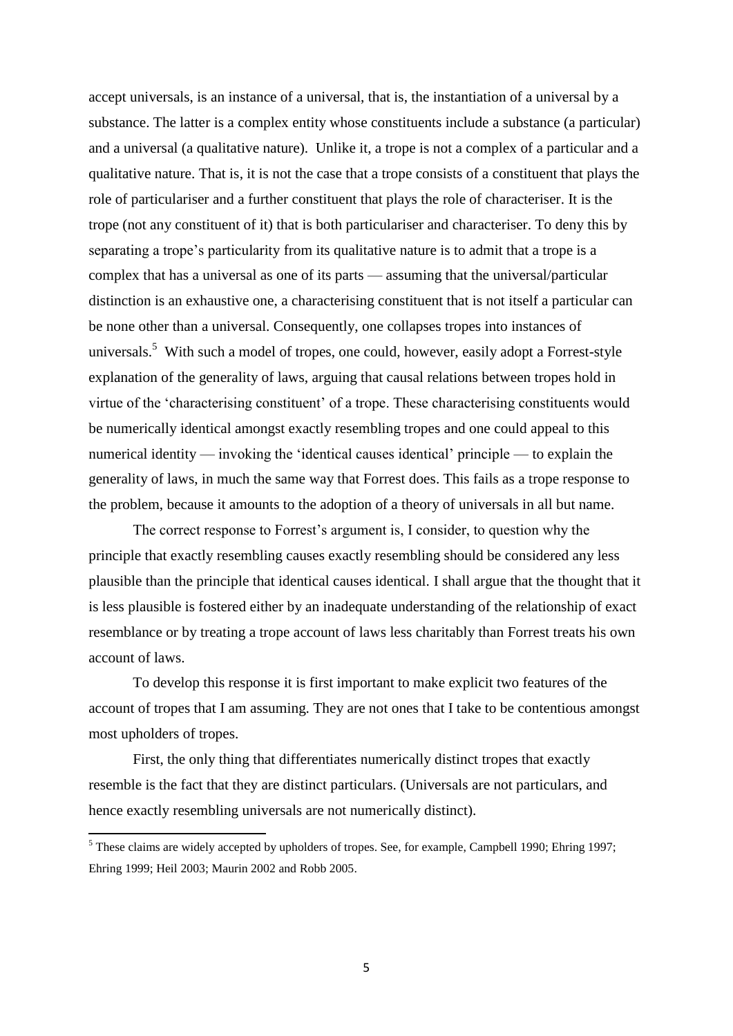accept universals, is an instance of a universal, that is, the instantiation of a universal by a substance. The latter is a complex entity whose constituents include a substance (a particular) and a universal (a qualitative nature). Unlike it, a trope is not a complex of a particular and a qualitative nature. That is, it is not the case that a trope consists of a constituent that plays the role of particulariser and a further constituent that plays the role of characteriser. It is the trope (not any constituent of it) that is both particulariser and characteriser. To deny this by separating a trope's particularity from its qualitative nature is to admit that a trope is a complex that has a universal as one of its parts — assuming that the universal/particular distinction is an exhaustive one, a characterising constituent that is not itself a particular can be none other than a universal. Consequently, one collapses tropes into instances of universals.[5] With such a model of tropes, one could, however, easily adopt a Forrest-style explanation of the generality of laws, arguing that causal relations between tropes hold in virtue of the 'characterising constituent' of a trope. These characterising constituents would be numerically identical amongst exactly resembling tropes and one could appeal to this numerical identity — invoking the 'identical causes identical' principle — to explain the generality of laws, in much the same way that Forrest does. This fails as a trope response to the problem, because it amounts to the adoption of a theory of universals in all but name.

The correct response to Forrest's argument is, I consider, to question why the principle that exactly resembling causes exactly resembling should be considered any less plausible than the principle that identical causes identical. I shall argue that the thought that it is less plausible is fostered either by an inadequate understanding of the relationship of exact resemblance or by treating a trope account of laws less charitably than Forrest treats his own account of laws.

To develop this response it is first important to make explicit two features of the account of tropes that I am assuming. They are not ones that I take to be contentious amongst most upholders of tropes.

First, the only thing that differentiates numerically distinct tropes that exactly resemble is the fact that they are distinct particulars. (Universals are not particulars, and hence exactly resembling universals are not numerically distinct).

[5] These claims are widely accepted by upholders of tropes. See, for example, Campbell 1990; Ehring 1997; Ehring 1999; Heil 2003; Maurin 2002 and Robb 2005.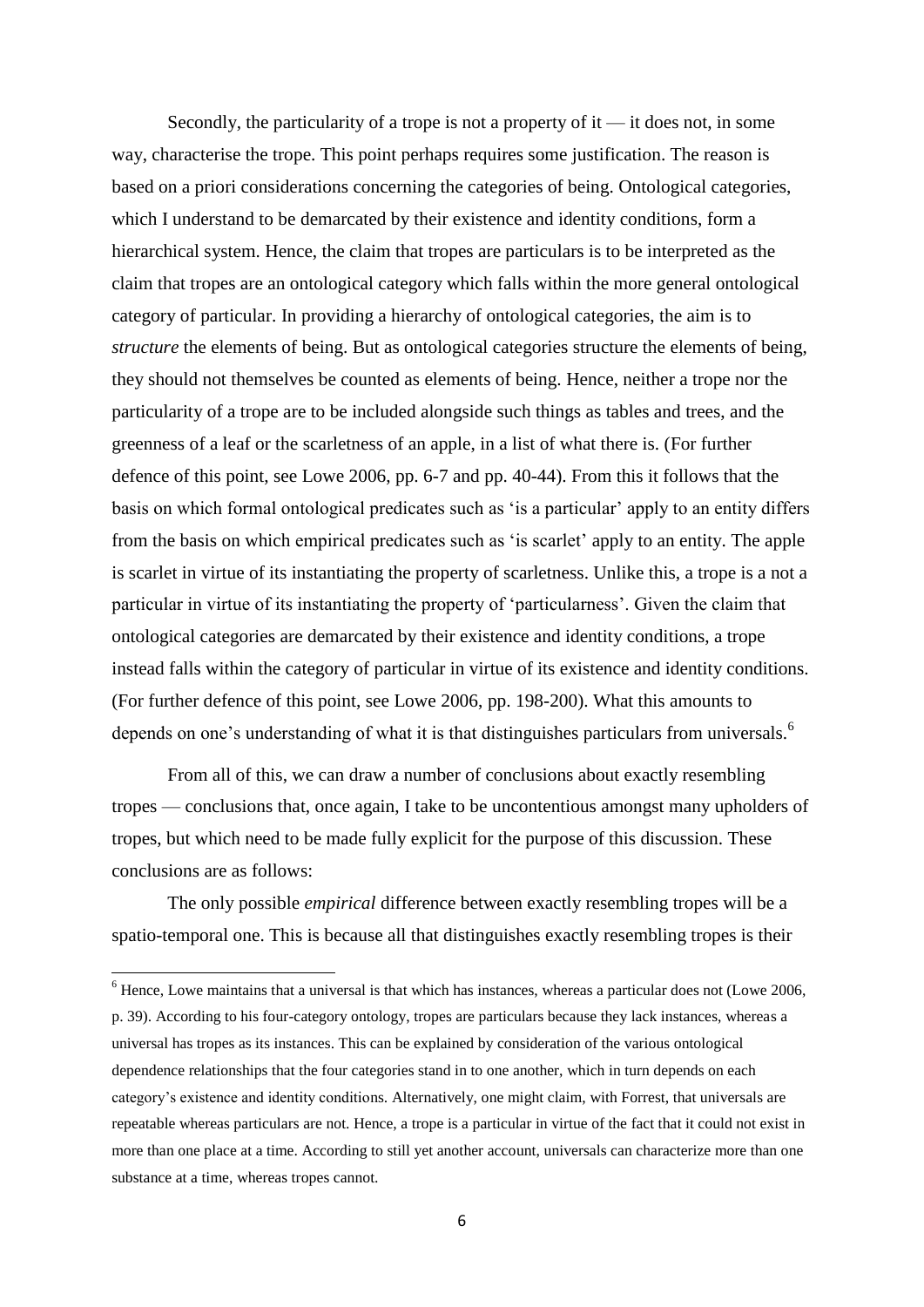Secondly, the particularity of a trope is not a property of it — it does not, in some way, characterise the trope. This point perhaps requires some justification. The reason is based on a priori considerations concerning the categories of being. Ontological categories, which I understand to be demarcated by their existence and identity conditions, form a hierarchical system. Hence, the claim that tropes are particulars is to be interpreted as the claim that tropes are an ontological category which falls within the more general ontological category of particular. In providing a hierarchy of ontological categories, the aim is to *structure* the elements of being. But as ontological categories structure the elements of being, they should not themselves be counted as elements of being. Hence, neither a trope nor the particularity of a trope are to be included alongside such things as tables and trees, and the greenness of a leaf or the scarletness of an apple, in a list of what there is. (For further defence of this point, see Lowe 2006, pp. 6-7 and pp. 40-44). From this it follows that the basis on which formal ontological predicates such as 'is a particular' apply to an entity differs from the basis on which empirical predicates such as 'is scarlet' apply to an entity. The apple is scarlet in virtue of its instantiating the property of scarletness. Unlike this, a trope is a not a particular in virtue of its instantiating the property of 'particularness'. Given the claim that ontological categories are demarcated by their existence and identity conditions, a trope instead falls within the category of particular in virtue of its existence and identity conditions. (For further defence of this point, see Lowe 2006, pp. 198-200). What this amounts to depends on one's understanding of what it is that distinguishes particulars from universals.[6]

From all of this, we can draw a number of conclusions about exactly resembling tropes — conclusions that, once again, I take to be uncontentious amongst many upholders of tropes, but which need to be made fully explicit for the purpose of this discussion. These conclusions are as follows:

The only possible *empirical* difference between exactly resembling tropes will be a spatio-temporal one. This is because all that distinguishes exactly resembling tropes is their

---

[6] Hence, Lowe maintains that a universal is that which has instances, whereas a particular does not (Lowe 2006, p. 39). According to his four-category ontology, tropes are particulars because they lack instances, whereas a universal has tropes as its instances. This can be explained by consideration of the various ontological dependence relationships that the four categories stand in to one another, which in turn depends on each category's existence and identity conditions. Alternatively, one might claim, with Forrest, that universals are repeatable whereas particulars are not. Hence, a trope is a particular in virtue of the fact that it could not exist in more than one place at a time. According to still yet another account, universals can characterize more than one substance at a time, whereas tropes cannot.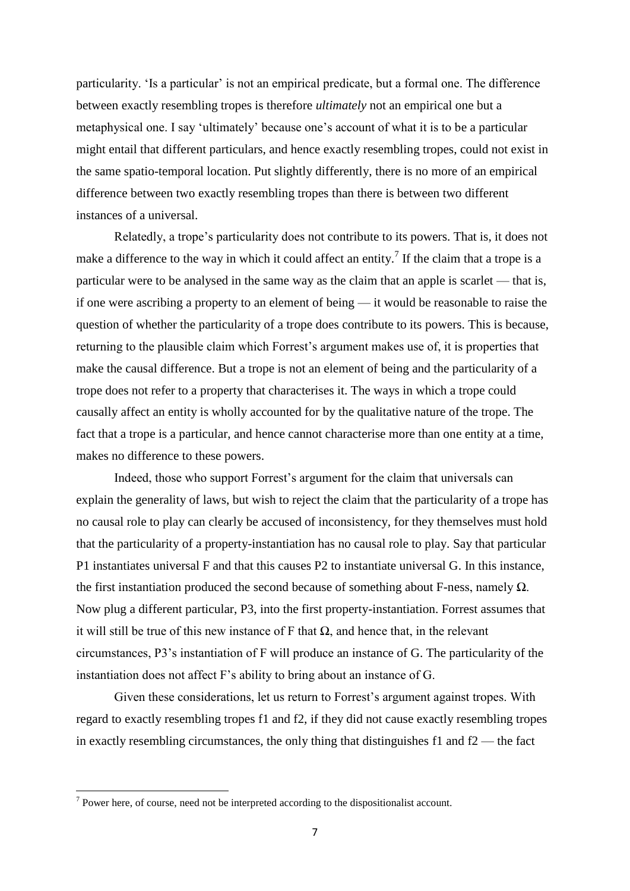particularity. 'Is a particular' is not an empirical predicate, but a formal one. The difference between exactly resembling tropes is therefore *ultimately* not an empirical one but a metaphysical one. I say 'ultimately' because one's account of what it is to be a particular might entail that different particulars, and hence exactly resembling tropes, could not exist in the same spatio-temporal location. Put slightly differently, there is no more of an empirical difference between two exactly resembling tropes than there is between two different instances of a universal.

Relatedly, a trope's particularity does not contribute to its powers. That is, it does not make a difference to the way in which it could affect an entity.[7] If the claim that a trope is a particular were to be analysed in the same way as the claim that an apple is scarlet — that is, if one were ascribing a property to an element of being — it would be reasonable to raise the question of whether the particularity of a trope does contribute to its powers. This is because, returning to the plausible claim which Forrest's argument makes use of, it is properties that make the causal difference. But a trope is not an element of being and the particularity of a trope does not refer to a property that characterises it. The ways in which a trope could causally affect an entity is wholly accounted for by the qualitative nature of the trope. The fact that a trope is a particular, and hence cannot characterise more than one entity at a time, makes no difference to these powers.

Indeed, those who support Forrest's argument for the claim that universals can explain the generality of laws, but wish to reject the claim that the particularity of a trope has no causal role to play can clearly be accused of inconsistency, for they themselves must hold that the particularity of a property-instantiation has no causal role to play. Say that particular P1 instantiates universal F and that this causes P2 to instantiate universal G. In this instance, the first instantiation produced the second because of something about F-ness, namely $\Omega$. Now plug a different particular, P3, into the first property-instantiation. Forrest assumes that it will still be true of this new instance of F that $\Omega$, and hence that, in the relevant circumstances, P3's instantiation of F will produce an instance of G. The particularity of the instantiation does not affect F's ability to bring about an instance of G.

Given these considerations, let us return to Forrest's argument against tropes. With regard to exactly resembling tropes f1 and f2, if they did not cause exactly resembling tropes in exactly resembling circumstances, the only thing that distinguishes f1 and f2 — the fact

[7] Power here, of course, need not be interpreted according to the dispositionalist account.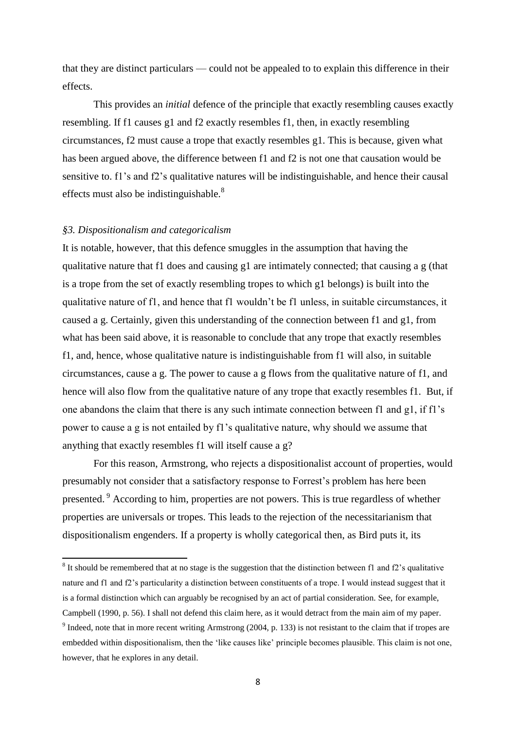that they are distinct particulars — could not be appealed to to explain this difference in their effects.

This provides an *initial* defence of the principle that exactly resembling causes exactly resembling. If f1 causes g1 and f2 exactly resembles f1, then, in exactly resembling circumstances, f2 must cause a trope that exactly resembles g1. This is because, given what has been argued above, the difference between f1 and f2 is not one that causation would be sensitive to. f1's and f2's qualitative natures will be indistinguishable, and hence their causal effects must also be indistinguishable.[8]

### *§3. Dispositionalism and categoricalism*

It is notable, however, that this defence smuggles in the assumption that having the qualitative nature that f1 does and causing g1 are intimately connected; that causing a g (that is a trope from the set of exactly resembling tropes to which g1 belongs) is built into the qualitative nature of f1, and hence that f1 wouldn't be f1 unless, in suitable circumstances, it caused a g. Certainly, given this understanding of the connection between f1 and g1, from what has been said above, it is reasonable to conclude that any trope that exactly resembles f1, and, hence, whose qualitative nature is indistinguishable from f1 will also, in suitable circumstances, cause a g. The power to cause a g flows from the qualitative nature of f1, and hence will also flow from the qualitative nature of any trope that exactly resembles f1. But, if one abandons the claim that there is any such intimate connection between f1 and g1, if f1's power to cause a g is not entailed by f1's qualitative nature, why should we assume that anything that exactly resembles f1 will itself cause a g?

For this reason, Armstrong, who rejects a dispositionalist account of properties, would presumably not consider that a satisfactory response to Forrest's problem has here been presented.[9] According to him, properties are not powers. This is true regardless of whether properties are universals or tropes. This leads to the rejection of the necessitarianism that dispositionalism engenders. If a property is wholly categorical then, as Bird puts it, its

---

[8] It should be remembered that at no stage is the suggestion that the distinction between f1 and f2's qualitative nature and f1 and f2's particularity a distinction between constituents of a trope. I would instead suggest that it is a formal distinction which can arguably be recognised by an act of partial consideration. See, for example, Campbell (1990, p. 56). I shall not defend this claim here, as it would detract from the main aim of my paper.

[9] Indeed, note that in more recent writing Armstrong (2004, p. 133) is not resistant to the claim that if tropes are embedded within dispositionalism, then the 'like causes like' principle becomes plausible. This claim is not one, however, that he explores in any detail.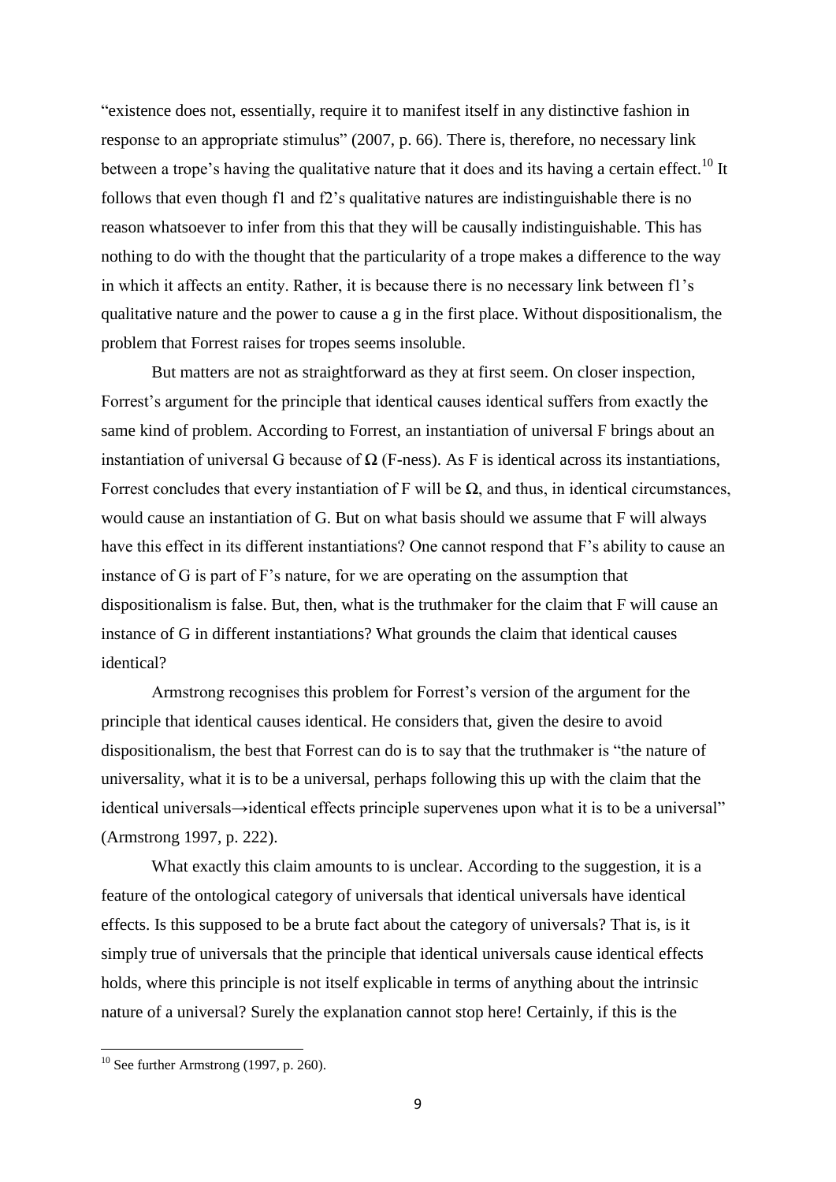"existence does not, essentially, require it to manifest itself in any distinctive fashion in response to an appropriate stimulus" (2007, p. 66). There is, therefore, no necessary link between a trope's having the qualitative nature that it does and its having a certain effect.[10] It follows that even though f1 and f2's qualitative natures are indistinguishable there is no reason whatsoever to infer from this that they will be causally indistinguishable. This has nothing to do with the thought that the particularity of a trope makes a difference to the way in which it affects an entity. Rather, it is because there is no necessary link between f1's qualitative nature and the power to cause a g in the first place. Without dispositionalism, the problem that Forrest raises for tropes seems insoluble.

But matters are not as straightforward as they at first seem. On closer inspection, Forrest's argument for the principle that identical causes identical suffers from exactly the same kind of problem. According to Forrest, an instantiation of universal F brings about an instantiation of universal G because of Ω (F-ness). As F is identical across its instantiations, Forrest concludes that every instantiation of F will be Ω, and thus, in identical circumstances, would cause an instantiation of G. But on what basis should we assume that F will always have this effect in its different instantiations? One cannot respond that F's ability to cause an instance of G is part of F's nature, for we are operating on the assumption that dispositionalism is false. But, then, what is the truthmaker for the claim that F will cause an instance of G in different instantiations? What grounds the claim that identical causes identical?

Armstrong recognises this problem for Forrest's version of the argument for the principle that identical causes identical. He considers that, given the desire to avoid dispositionalism, the best that Forrest can do is to say that the truthmaker is "the nature of universality, what it is to be a universal, perhaps following this up with the claim that the identical universals→identical effects principle supervenes upon what it is to be a universal" (Armstrong 1997, p. 222).

What exactly this claim amounts to is unclear. According to the suggestion, it is a feature of the ontological category of universals that identical universals have identical effects. Is this supposed to be a brute fact about the category of universals? That is, is it simply true of universals that the principle that identical universals cause identical effects holds, where this principle is not itself explicable in terms of anything about the intrinsic nature of a universal? Surely the explanation cannot stop here! Certainly, if this is the

[10] See further Armstrong (1997, p. 260).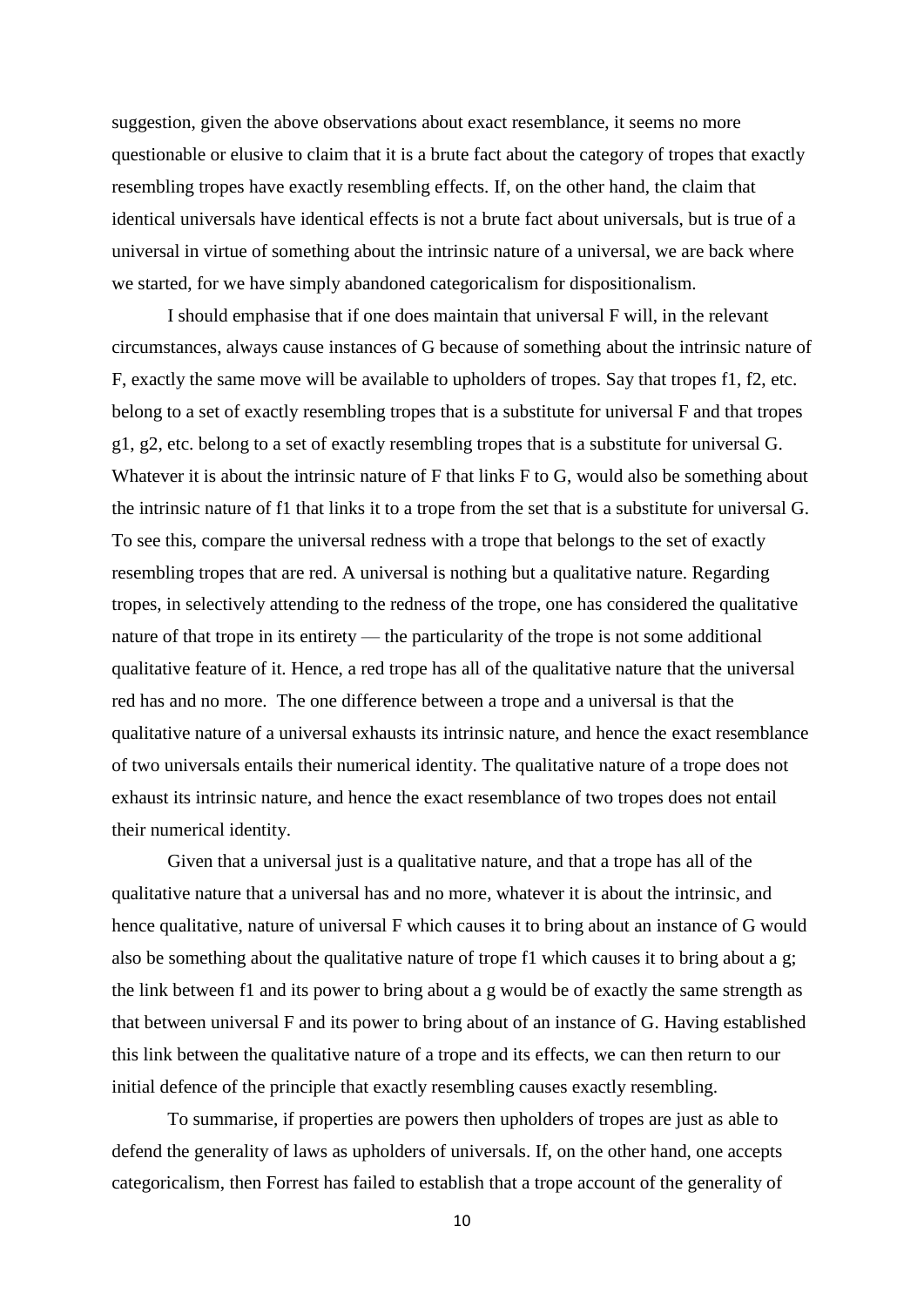suggestion, given the above observations about exact resemblance, it seems no more questionable or elusive to claim that it is a brute fact about the category of tropes that exactly resembling tropes have exactly resembling effects. If, on the other hand, the claim that identical universals have identical effects is not a brute fact about universals, but is true of a universal in virtue of something about the intrinsic nature of a universal, we are back where we started, for we have simply abandoned categoricalism for dispositionalism.

I should emphasise that if one does maintain that universal F will, in the relevant circumstances, always cause instances of G because of something about the intrinsic nature of F, exactly the same move will be available to upholders of tropes. Say that tropes f1, f2, etc. belong to a set of exactly resembling tropes that is a substitute for universal F and that tropes g1, g2, etc. belong to a set of exactly resembling tropes that is a substitute for universal G. Whatever it is about the intrinsic nature of F that links F to G, would also be something about the intrinsic nature of f1 that links it to a trope from the set that is a substitute for universal G. To see this, compare the universal redness with a trope that belongs to the set of exactly resembling tropes that are red. A universal is nothing but a qualitative nature. Regarding tropes, in selectively attending to the redness of the trope, one has considered the qualitative nature of that trope in its entirety — the particularity of the trope is not some additional qualitative feature of it. Hence, a red trope has all of the qualitative nature that the universal red has and no more. The one difference between a trope and a universal is that the qualitative nature of a universal exhausts its intrinsic nature, and hence the exact resemblance of two universals entails their numerical identity. The qualitative nature of a trope does not exhaust its intrinsic nature, and hence the exact resemblance of two tropes does not entail their numerical identity.

Given that a universal just is a qualitative nature, and that a trope has all of the qualitative nature that a universal has and no more, whatever it is about the intrinsic, and hence qualitative, nature of universal F which causes it to bring about an instance of G would also be something about the qualitative nature of trope f1 which causes it to bring about a g; the link between f1 and its power to bring about a g would be of exactly the same strength as that between universal F and its power to bring about of an instance of G. Having established this link between the qualitative nature of a trope and its effects, we can then return to our initial defence of the principle that exactly resembling causes exactly resembling.

To summarise, if properties are powers then upholders of tropes are just as able to defend the generality of laws as upholders of universals. If, on the other hand, one accepts categoricalism, then Forrest has failed to establish that a trope account of the generality of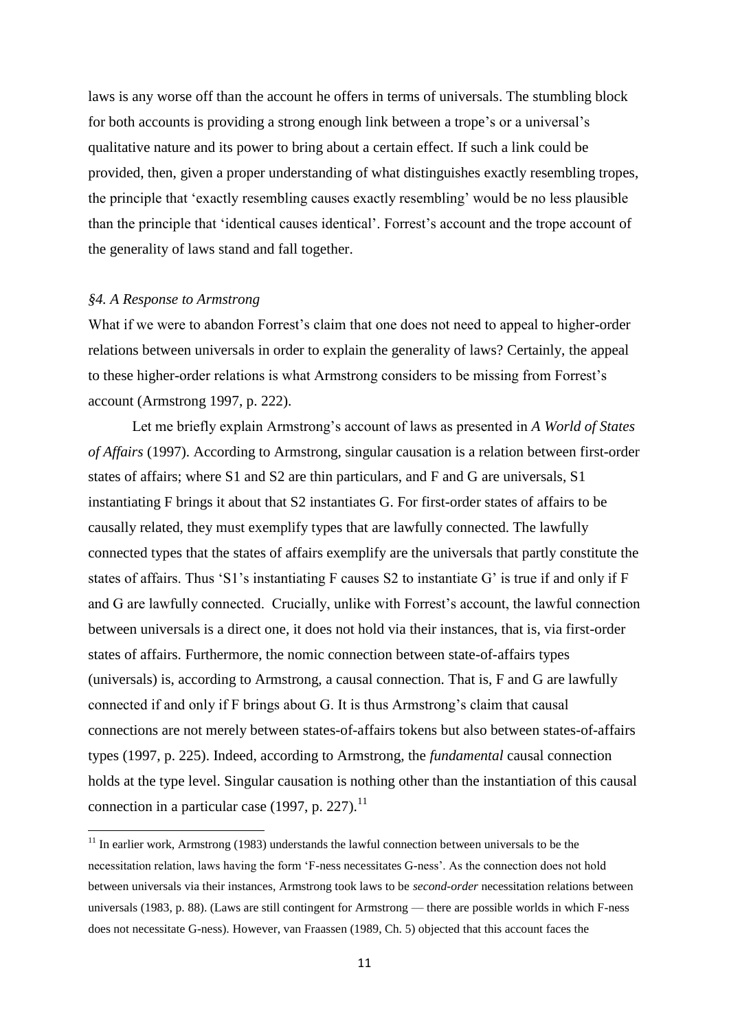laws is any worse off than the account he offers in terms of universals. The stumbling block for both accounts is providing a strong enough link between a trope's or a universal's qualitative nature and its power to bring about a certain effect. If such a link could be provided, then, given a proper understanding of what distinguishes exactly resembling tropes, the principle that 'exactly resembling causes exactly resembling' would be no less plausible than the principle that 'identical causes identical'. Forrest's account and the trope account of the generality of laws stand and fall together.

### *§4. A Response to Armstrong*

What if we were to abandon Forrest's claim that one does not need to appeal to higher-order relations between universals in order to explain the generality of laws? Certainly, the appeal to these higher-order relations is what Armstrong considers to be missing from Forrest's account (Armstrong 1997, p. 222).

Let me briefly explain Armstrong's account of laws as presented in *A World of States of Affairs* (1997). According to Armstrong, singular causation is a relation between first-order states of affairs; where S1 and S2 are thin particulars, and F and G are universals, S1 instantiating F brings it about that S2 instantiates G. For first-order states of affairs to be causally related, they must exemplify types that are lawfully connected. The lawfully connected types that the states of affairs exemplify are the universals that partly constitute the states of affairs. Thus 'S1's instantiating F causes S2 to instantiate G' is true if and only if F and G are lawfully connected. Crucially, unlike with Forrest's account, the lawful connection between universals is a direct one, it does not hold via their instances, that is, via first-order states of affairs. Furthermore, the nomic connection between state-of-affairs types (universals) is, according to Armstrong, a causal connection. That is, F and G are lawfully connected if and only if F brings about G. It is thus Armstrong's claim that causal connections are not merely between states-of-affairs tokens but also between states-of-affairs types (1997, p. 225). Indeed, according to Armstrong, the *fundamental* causal connection holds at the type level. Singular causation is nothing other than the instantiation of this causal connection in a particular case (1997, p. 227).[11]

[11] In earlier work, Armstrong (1983) understands the lawful connection between universals to be the necessitation relation, laws having the form 'F-ness necessitates G-ness'. As the connection does not hold between universals via their instances, Armstrong took laws to be *second-order* necessitation relations between universals (1983, p. 88). (Laws are still contingent for Armstrong — there are possible worlds in which F-ness does not necessitate G-ness). However, van Fraassen (1989, Ch. 5) objected that this account faces the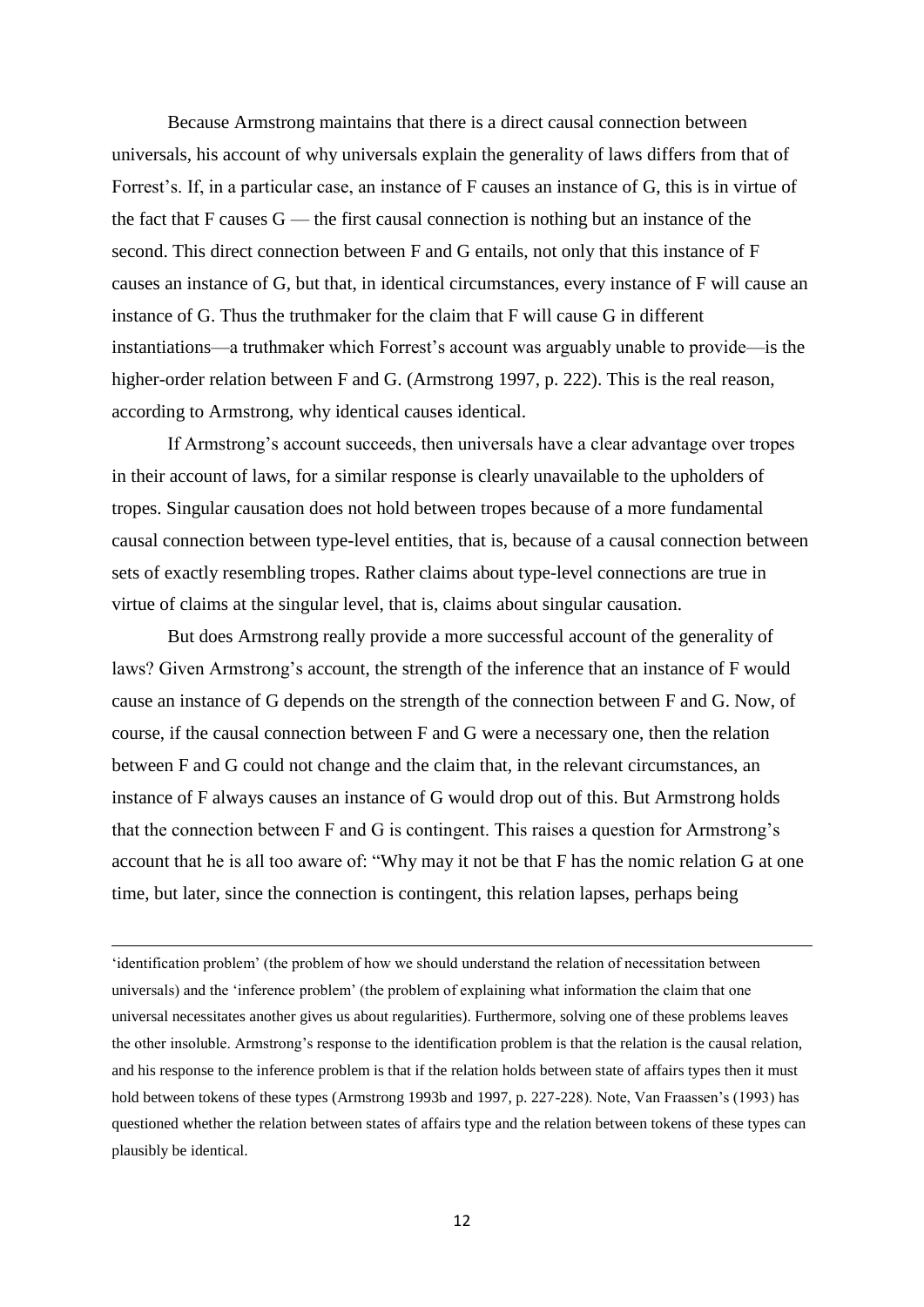Because Armstrong maintains that there is a direct causal connection between universals, his account of why universals explain the generality of laws differs from that of Forrest's. If, in a particular case, an instance of F causes an instance of G, this is in virtue of the fact that F causes G — the first causal connection is nothing but an instance of the second. This direct connection between F and G entails, not only that this instance of F causes an instance of G, but that, in identical circumstances, every instance of F will cause an instance of G. Thus the truthmaker for the claim that F will cause G in different instantiations—a truthmaker which Forrest's account was arguably unable to provide—is the higher-order relation between F and G. (Armstrong 1997, p. 222). This is the real reason, according to Armstrong, why identical causes identical.

If Armstrong's account succeeds, then universals have a clear advantage over tropes in their account of laws, for a similar response is clearly unavailable to the upholders of tropes. Singular causation does not hold between tropes because of a more fundamental causal connection between type-level entities, that is, because of a causal connection between sets of exactly resembling tropes. Rather claims about type-level connections are true in virtue of claims at the singular level, that is, claims about singular causation.

But does Armstrong really provide a more successful account of the generality of laws? Given Armstrong's account, the strength of the inference that an instance of F would cause an instance of G depends on the strength of the connection between F and G. Now, of course, if the causal connection between F and G were a necessary one, then the relation between F and G could not change and the claim that, in the relevant circumstances, an instance of F always causes an instance of G would drop out of this. But Armstrong holds that the connection between F and G is contingent. This raises a question for Armstrong's account that he is all too aware of: "Why may it not be that F has the nomic relation G at one time, but later, since the connection is contingent, this relation lapses, perhaps being

---

'identification problem' (the problem of how we should understand the relation of necessitation between universals) and the 'inference problem' (the problem of explaining what information the claim that one universal necessitates another gives us about regularities). Furthermore, solving one of these problems leaves the other insoluble. Armstrong's response to the identification problem is that the relation is the causal relation, and his response to the inference problem is that if the relation holds between state of affairs types then it must hold between tokens of these types (Armstrong 1993b and 1997, p. 227-228). Note, Van Fraassen's (1993) has questioned whether the relation between states of affairs type and the relation between tokens of these types can plausibly be identical.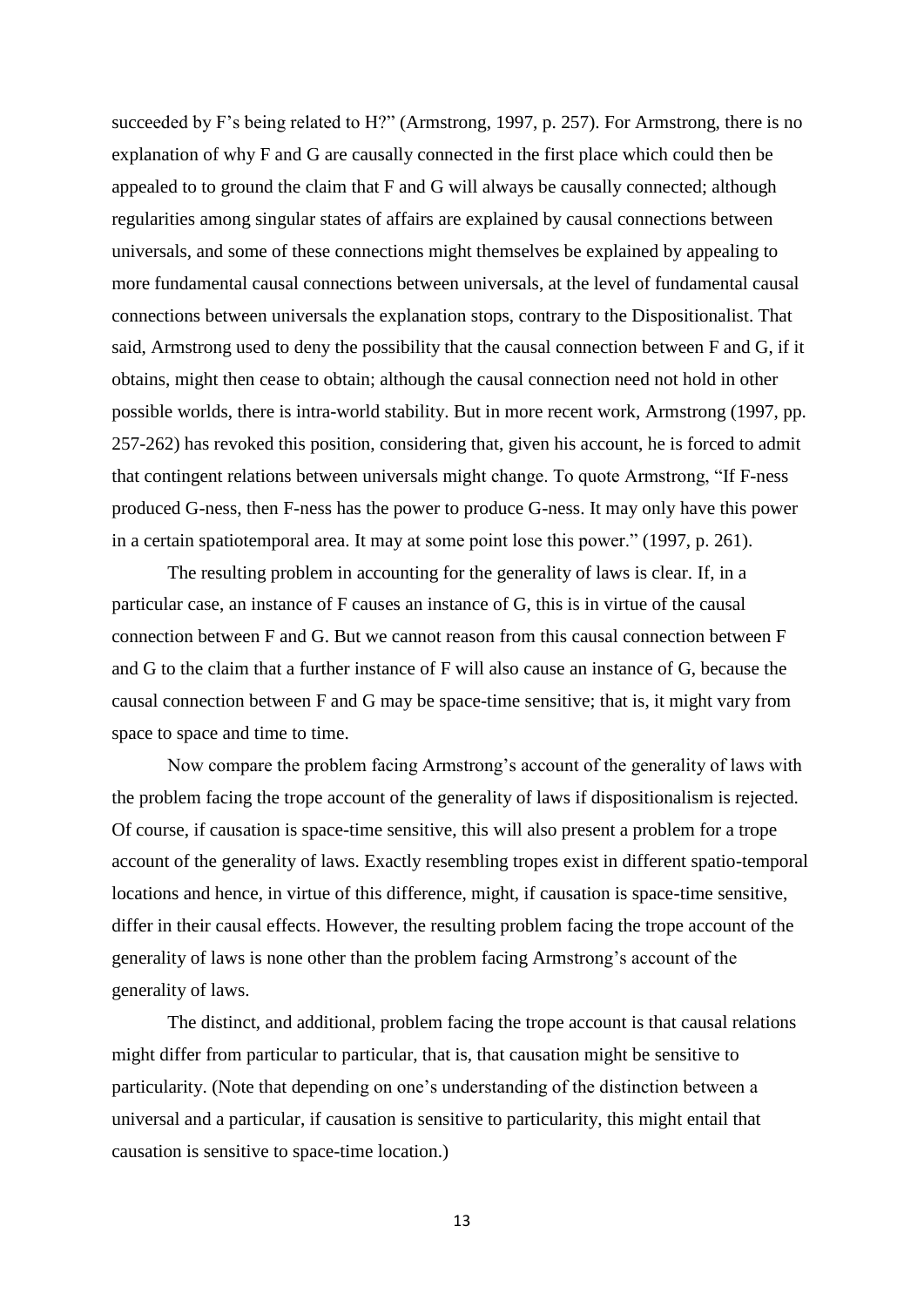succeeded by F's being related to H?" (Armstrong, 1997, p. 257). For Armstrong, there is no explanation of why F and G are causally connected in the first place which could then be appealed to to ground the claim that F and G will always be causally connected; although regularities among singular states of affairs are explained by causal connections between universals, and some of these connections might themselves be explained by appealing to more fundamental causal connections between universals, at the level of fundamental causal connections between universals the explanation stops, contrary to the Dispositionalist. That said, Armstrong used to deny the possibility that the causal connection between F and G, if it obtains, might then cease to obtain; although the causal connection need not hold in other possible worlds, there is intra-world stability. But in more recent work, Armstrong (1997, pp. 257-262) has revoked this position, considering that, given his account, he is forced to admit that contingent relations between universals might change. To quote Armstrong, "If F-ness produced G-ness, then F-ness has the power to produce G-ness. It may only have this power in a certain spatiotemporal area. It may at some point lose this power." (1997, p. 261).

The resulting problem in accounting for the generality of laws is clear. If, in a particular case, an instance of F causes an instance of G, this is in virtue of the causal connection between F and G. But we cannot reason from this causal connection between F and G to the claim that a further instance of F will also cause an instance of G, because the causal connection between F and G may be space-time sensitive; that is, it might vary from space to space and time to time.

Now compare the problem facing Armstrong's account of the generality of laws with the problem facing the trope account of the generality of laws if dispositionalism is rejected. Of course, if causation is space-time sensitive, this will also present a problem for a trope account of the generality of laws. Exactly resembling tropes exist in different spatio-temporal locations and hence, in virtue of this difference, might, if causation is space-time sensitive, differ in their causal effects. However, the resulting problem facing the trope account of the generality of laws is none other than the problem facing Armstrong's account of the generality of laws.

The distinct, and additional, problem facing the trope account is that causal relations might differ from particular to particular, that is, that causation might be sensitive to particularity. (Note that depending on one's understanding of the distinction between a universal and a particular, if causation is sensitive to particularity, this might entail that causation is sensitive to space-time location.)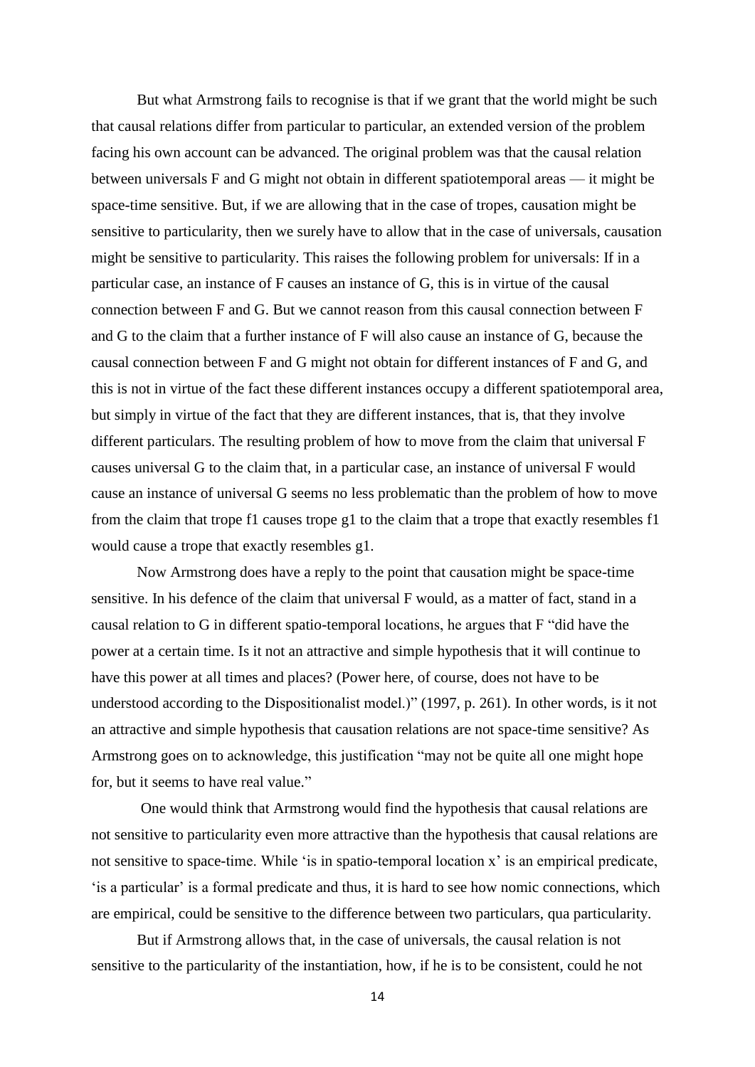But what Armstrong fails to recognise is that if we grant that the world might be such that causal relations differ from particular to particular, an extended version of the problem facing his own account can be advanced. The original problem was that the causal relation between universals F and G might not obtain in different spatiotemporal areas — it might be space-time sensitive. But, if we are allowing that in the case of tropes, causation might be sensitive to particularity, then we surely have to allow that in the case of universals, causation might be sensitive to particularity. This raises the following problem for universals: If in a particular case, an instance of F causes an instance of G, this is in virtue of the causal connection between F and G. But we cannot reason from this causal connection between F and G to the claim that a further instance of F will also cause an instance of G, because the causal connection between F and G might not obtain for different instances of F and G, and this is not in virtue of the fact these different instances occupy a different spatiotemporal area, but simply in virtue of the fact that they are different instances, that is, that they involve different particulars. The resulting problem of how to move from the claim that universal F causes universal G to the claim that, in a particular case, an instance of universal F would cause an instance of universal G seems no less problematic than the problem of how to move from the claim that trope f1 causes trope g1 to the claim that a trope that exactly resembles f1 would cause a trope that exactly resembles g1.

Now Armstrong does have a reply to the point that causation might be space-time sensitive. In his defence of the claim that universal F would, as a matter of fact, stand in a causal relation to G in different spatio-temporal locations, he argues that F "did have the power at a certain time. Is it not an attractive and simple hypothesis that it will continue to have this power at all times and places? (Power here, of course, does not have to be understood according to the Dispositionalist model.)" (1997, p. 261). In other words, is it not an attractive and simple hypothesis that causation relations are not space-time sensitive? As Armstrong goes on to acknowledge, this justification "may not be quite all one might hope for, but it seems to have real value."

One would think that Armstrong would find the hypothesis that causal relations are not sensitive to particularity even more attractive than the hypothesis that causal relations are not sensitive to space-time. While 'is in spatio-temporal location x' is an empirical predicate, 'is a particular' is a formal predicate and thus, it is hard to see how nomic connections, which are empirical, could be sensitive to the difference between two particulars, qua particularity.

But if Armstrong allows that, in the case of universals, the causal relation is not sensitive to the particularity of the instantiation, how, if he is to be consistent, could he not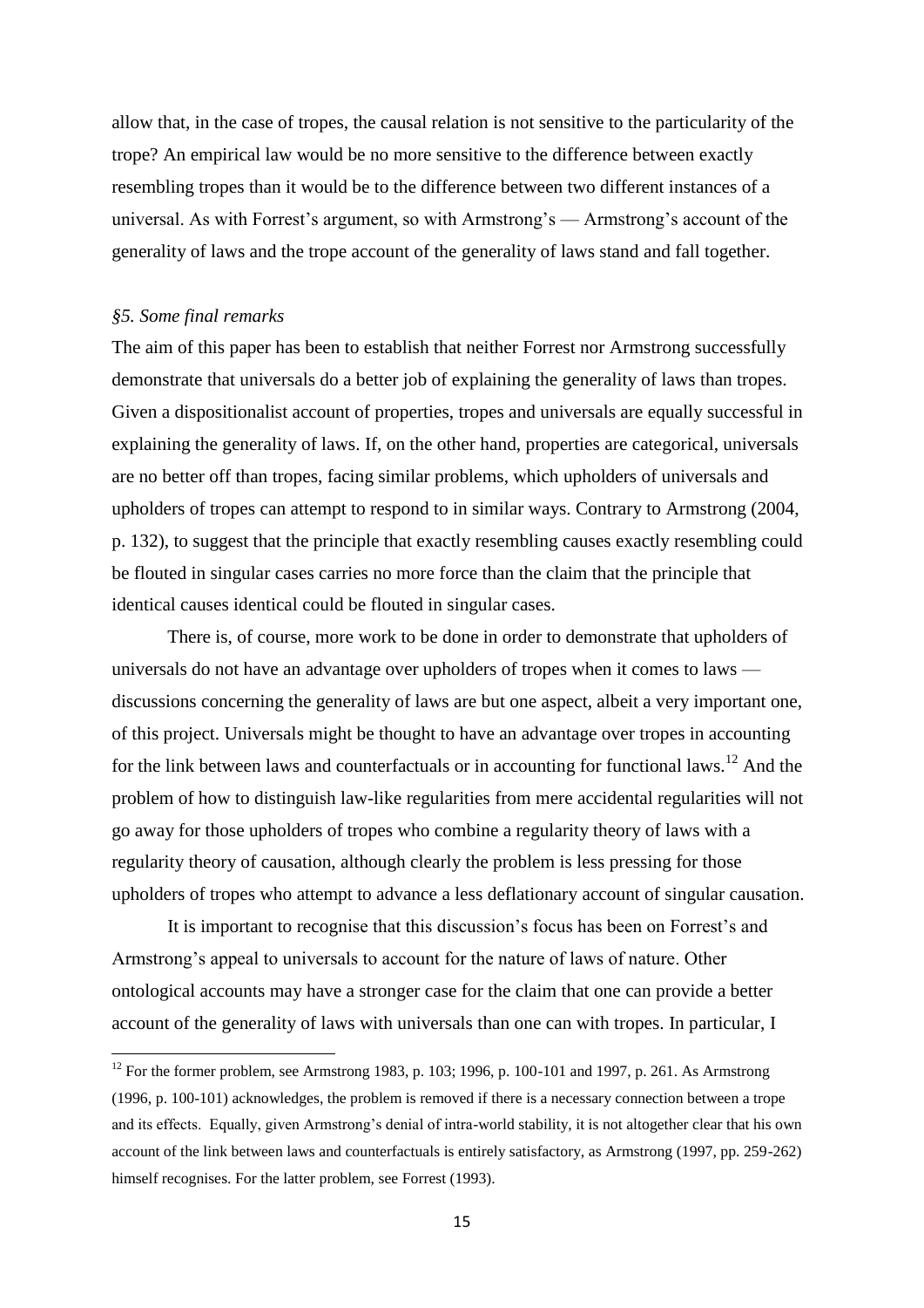allow that, in the case of tropes, the causal relation is not sensitive to the particularity of the trope? An empirical law would be no more sensitive to the difference between exactly resembling tropes than it would be to the difference between two different instances of a universal. As with Forrest's argument, so with Armstrong's — Armstrong's account of the generality of laws and the trope account of the generality of laws stand and fall together.

### *§5. Some final remarks*

The aim of this paper has been to establish that neither Forrest nor Armstrong successfully demonstrate that universals do a better job of explaining the generality of laws than tropes. Given a dispositionalist account of properties, tropes and universals are equally successful in explaining the generality of laws. If, on the other hand, properties are categorical, universals are no better off than tropes, facing similar problems, which upholders of universals and upholders of tropes can attempt to respond to in similar ways. Contrary to Armstrong (2004, p. 132), to suggest that the principle that exactly resembling causes exactly resembling could be flouted in singular cases carries no more force than the claim that the principle that identical causes identical could be flouted in singular cases.

There is, of course, more work to be done in order to demonstrate that upholders of universals do not have an advantage over upholders of tropes when it comes to laws — discussions concerning the generality of laws are but one aspect, albeit a very important one, of this project. Universals might be thought to have an advantage over tropes in accounting for the link between laws and counterfactuals or in accounting for functional laws.[12] And the problem of how to distinguish law-like regularities from mere accidental regularities will not go away for those upholders of tropes who combine a regularity theory of laws with a regularity theory of causation, although clearly the problem is less pressing for those upholders of tropes who attempt to advance a less deflationary account of singular causation.

It is important to recognise that this discussion's focus has been on Forrest's and Armstrong's appeal to universals to account for the nature of laws of nature. Other ontological accounts may have a stronger case for the claim that one can provide a better account of the generality of laws with universals than one can with tropes. In particular, I

---

[12] For the former problem, see Armstrong 1983, p. 103; 1996, p. 100-101 and 1997, p. 261. As Armstrong (1996, p. 100-101) acknowledges, the problem is removed if there is a necessary connection between a trope and its effects. Equally, given Armstrong's denial of intra-world stability, it is not altogether clear that his own account of the link between laws and counterfactuals is entirely satisfactory, as Armstrong (1997, pp. 259-262) himself recognises. For the latter problem, see Forrest (1993).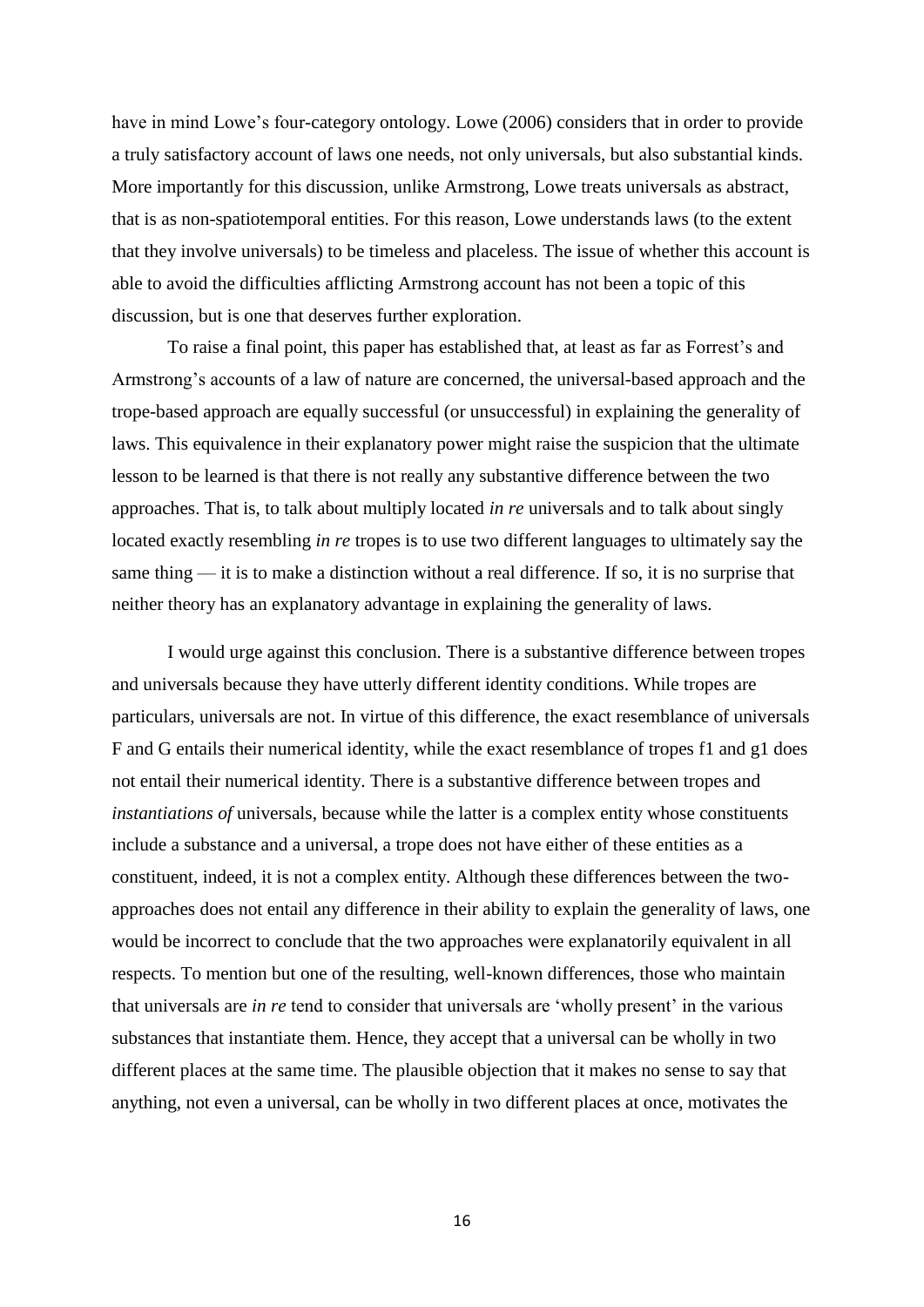have in mind Lowe's four-category ontology. Lowe (2006) considers that in order to provide a truly satisfactory account of laws one needs, not only universals, but also substantial kinds. More importantly for this discussion, unlike Armstrong, Lowe treats universals as abstract, that is as non-spatiotemporal entities. For this reason, Lowe understands laws (to the extent that they involve universals) to be timeless and placeless. The issue of whether this account is able to avoid the difficulties afflicting Armstrong account has not been a topic of this discussion, but is one that deserves further exploration.

To raise a final point, this paper has established that, at least as far as Forrest's and Armstrong's accounts of a law of nature are concerned, the universal-based approach and the trope-based approach are equally successful (or unsuccessful) in explaining the generality of laws. This equivalence in their explanatory power might raise the suspicion that the ultimate lesson to be learned is that there is not really any substantive difference between the two approaches. That is, to talk about multiply located *in re* universals and to talk about singly located exactly resembling *in re* tropes is to use two different languages to ultimately say the same thing — it is to make a distinction without a real difference. If so, it is no surprise that neither theory has an explanatory advantage in explaining the generality of laws.

I would urge against this conclusion. There is a substantive difference between tropes and universals because they have utterly different identity conditions. While tropes are particulars, universals are not. In virtue of this difference, the exact resemblance of universals F and G entails their numerical identity, while the exact resemblance of tropes f1 and g1 does not entail their numerical identity. There is a substantive difference between tropes and *instantiations of* universals, because while the latter is a complex entity whose constituents include a substance and a universal, a trope does not have either of these entities as a constituent, indeed, it is not a complex entity. Although these differences between the two-approaches does not entail any difference in their ability to explain the generality of laws, one would be incorrect to conclude that the two approaches were explanatorily equivalent in all respects. To mention but one of the resulting, well-known differences, those who maintain that universals are *in re* tend to consider that universals are 'wholly present' in the various substances that instantiate them. Hence, they accept that a universal can be wholly in two different places at the same time. The plausible objection that it makes no sense to say that anything, not even a universal, can be wholly in two different places at once, motivates the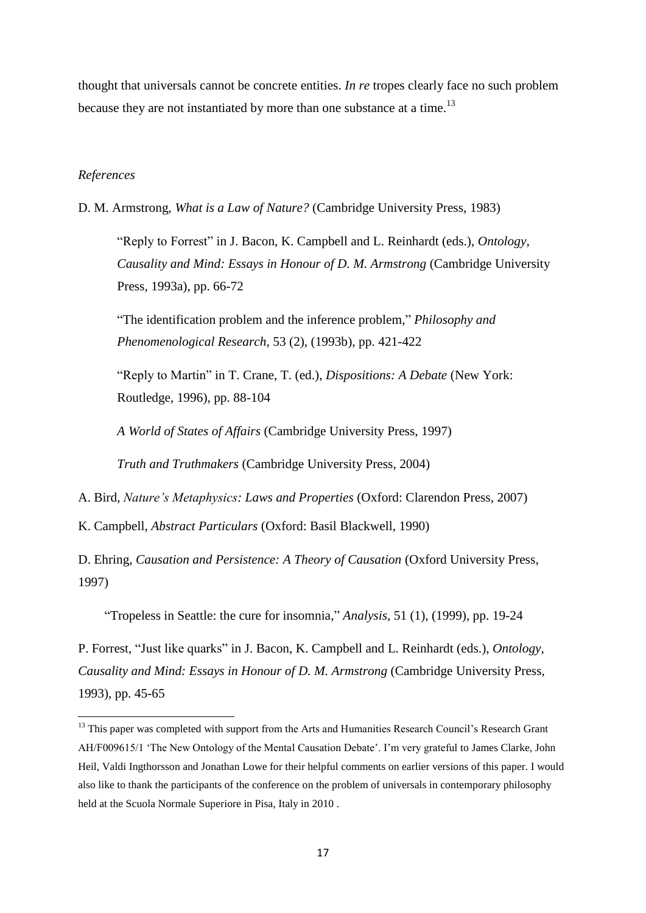thought that universals cannot be concrete entities. *In re* tropes clearly face no such problem because they are not instantiated by more than one substance at a time.[13]

*References*

D. M. Armstrong, *What is a Law of Nature?* (Cambridge University Press, 1983)

> "Reply to Forrest" in J. Bacon, K. Campbell and L. Reinhardt (eds.), *Ontology, Causality and Mind: Essays in Honour of D. M. Armstrong* (Cambridge University Press, 1993a), pp. 66-72
>
> "The identification problem and the inference problem," *Philosophy and Phenomenological Research*, 53 (2), (1993b), pp. 421-422
>
> "Reply to Martin" in T. Crane, T. (ed.), *Dispositions: A Debate* (New York: Routledge, 1996), pp. 88-104
>
> *A World of States of Affairs* (Cambridge University Press, 1997)
>
> *Truth and Truthmakers* (Cambridge University Press, 2004)

A. Bird, *Nature's Metaphysics: Laws and Properties* (Oxford: Clarendon Press, 2007)

K. Campbell, *Abstract Particulars* (Oxford: Basil Blackwell, 1990)

D. Ehring, *Causation and Persistence: A Theory of Causation* (Oxford University Press, 1997)

> "Tropeless in Seattle: the cure for insomnia," *Analysis*, 51 (1), (1999), pp. 19-24

P. Forrest, "Just like quarks" in J. Bacon, K. Campbell and L. Reinhardt (eds.), *Ontology, Causality and Mind: Essays in Honour of D. M. Armstrong* (Cambridge University Press, 1993), pp. 45-65

---

[13] This paper was completed with support from the Arts and Humanities Research Council's Research Grant AH/F009615/1 'The New Ontology of the Mental Causation Debate'. I'm very grateful to James Clarke, John Heil, Valdi Ingthorsson and Jonathan Lowe for their helpful comments on earlier versions of this paper. I would also like to thank the participants of the conference on the problem of universals in contemporary philosophy held at the Scuola Normale Superiore in Pisa, Italy in 2010 .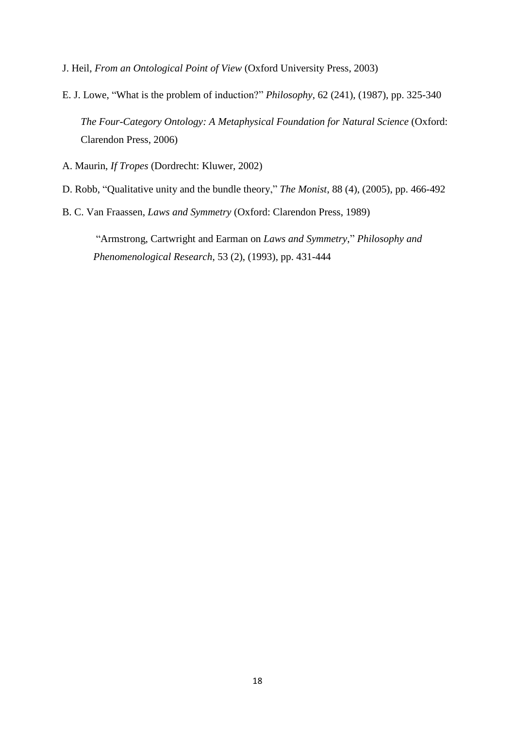J. Heil, *From an Ontological Point of View* (Oxford University Press, 2003)

E. J. Lowe, "What is the problem of induction?" *Philosophy*, 62 (241), (1987), pp. 325-340

*The Four-Category Ontology: A Metaphysical Foundation for Natural Science* (Oxford: Clarendon Press, 2006)

A. Maurin, *If Tropes* (Dordrecht: Kluwer, 2002)

D. Robb, "Qualitative unity and the bundle theory," *The Monist*, 88 (4), (2005), pp. 466-492

B. C. Van Fraassen, *Laws and Symmetry* (Oxford: Clarendon Press, 1989)

"Armstrong, Cartwright and Earman on *Laws and Symmetry*," *Philosophy and Phenomenological Research*, 53 (2), (1993), pp. 431-444